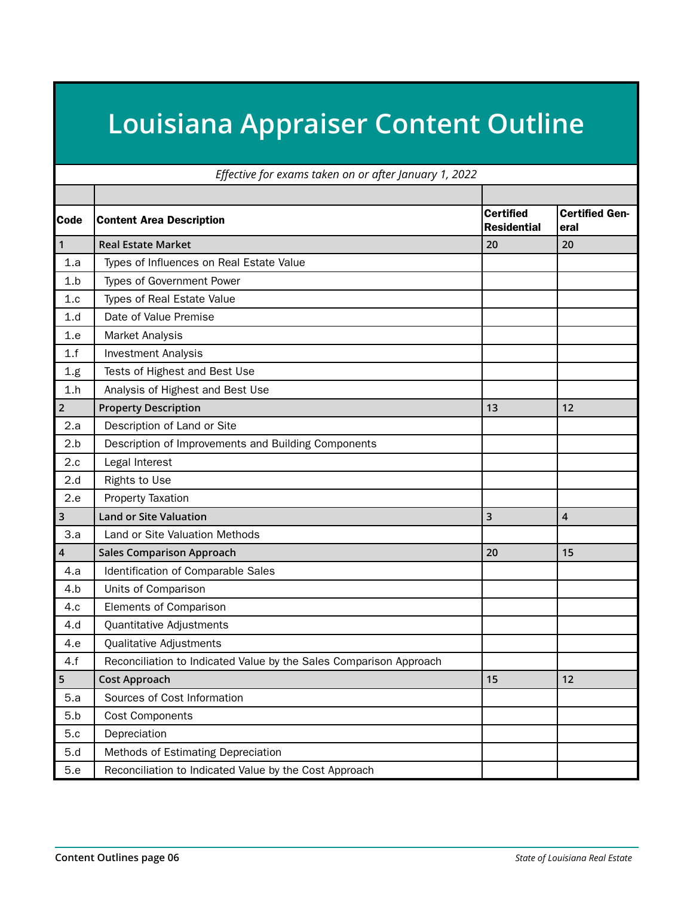# Louisiana Appraiser Content Outline

*Effective for exams taken on or after January 1, 2022*

| Code | Content Area Description | Certified Residential | Certified General |
|---|---|---|---|
| 1 | **Real Estate Market** | 20 | 20 |
| 1.a | Types of Influences on Real Estate Value | | |
| 1.b | Types of Government Power | | |
| 1.c | Types of Real Estate Value | | |
| 1.d | Date of Value Premise | | |
| 1.e | Market Analysis | | |
| 1.f | Investment Analysis | | |
| 1.g | Tests of Highest and Best Use | | |
| 1.h | Analysis of Highest and Best Use | | |
| 2 | **Property Description** | 13 | 12 |
| 2.a | Description of Land or Site | | |
| 2.b | Description of Improvements and Building Components | | |
| 2.c | Legal Interest | | |
| 2.d | Rights to Use | | |
| 2.e | Property Taxation | | |
| 3 | **Land or Site Valuation** | 3 | 4 |
| 3.a | Land or Site Valuation Methods | | |
| 4 | **Sales Comparison Approach** | 20 | 15 |
| 4.a | Identification of Comparable Sales | | |
| 4.b | Units of Comparison | | |
| 4.c | Elements of Comparison | | |
| 4.d | Quantitative Adjustments | | |
| 4.e | Qualitative Adjustments | | |
| 4.f | Reconciliation to Indicated Value by the Sales Comparison Approach | | |
| 5 | **Cost Approach** | 15 | 12 |
| 5.a | Sources of Cost Information | | |
| 5.b | Cost Components | | |
| 5.c | Depreciation | | |
| 5.d | Methods of Estimating Depreciation | | |
| 5.e | Reconciliation to Indicated Value by the Cost Approach | | |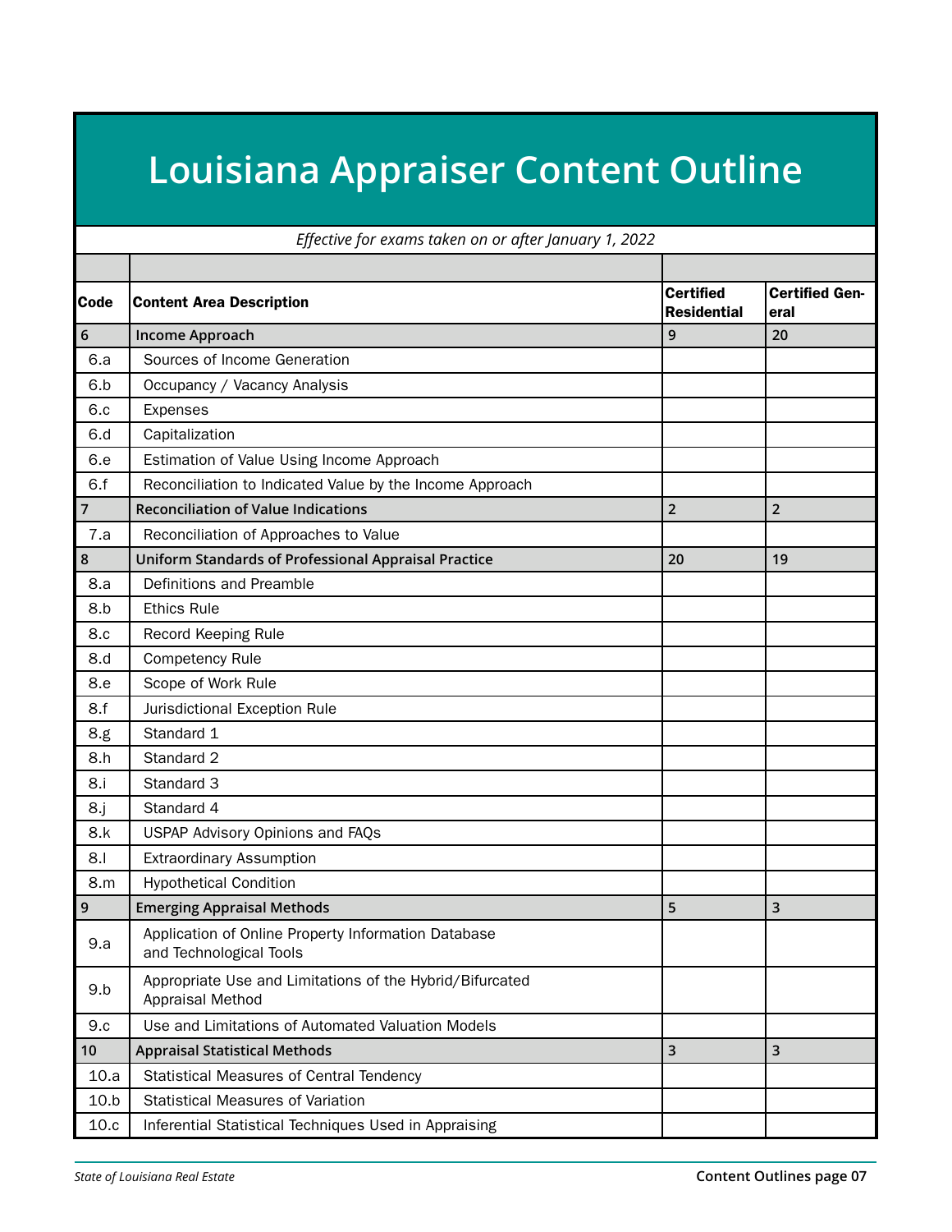# Louisiana Appraiser Content Outline

*Effective for exams taken on or after January 1, 2022*

| Code | Content Area Description | Certified Residential | Certified General |
|---|---|---|---|
| 6 | **Income Approach** | 9 | 20 |
| 6.a | Sources of Income Generation | | |
| 6.b | Occupancy / Vacancy Analysis | | |
| 6.c | Expenses | | |
| 6.d | Capitalization | | |
| 6.e | Estimation of Value Using Income Approach | | |
| 6.f | Reconciliation to Indicated Value by the Income Approach | | |
| 7 | **Reconciliation of Value Indications** | 2 | 2 |
| 7.a | Reconciliation of Approaches to Value | | |
| 8 | **Uniform Standards of Professional Appraisal Practice** | 20 | 19 |
| 8.a | Definitions and Preamble | | |
| 8.b | Ethics Rule | | |
| 8.c | Record Keeping Rule | | |
| 8.d | Competency Rule | | |
| 8.e | Scope of Work Rule | | |
| 8.f | Jurisdictional Exception Rule | | |
| 8.g | Standard 1 | | |
| 8.h | Standard 2 | | |
| 8.i | Standard 3 | | |
| 8.j | Standard 4 | | |
| 8.k | USPAP Advisory Opinions and FAQs | | |
| 8.l | Extraordinary Assumption | | |
| 8.m | Hypothetical Condition | | |
| 9 | **Emerging Appraisal Methods** | 5 | 3 |
| 9.a | Application of Online Property Information Database and Technological Tools | | |
| 9.b | Appropriate Use and Limitations of the Hybrid/Bifurcated Appraisal Method | | |
| 9.c | Use and Limitations of Automated Valuation Models | | |
| 10 | **Appraisal Statistical Methods** | 3 | 3 |
| 10.a | Statistical Measures of Central Tendency | | |
| 10.b | Statistical Measures of Variation | | |
| 10.c | Inferential Statistical Techniques Used in Appraising | | |